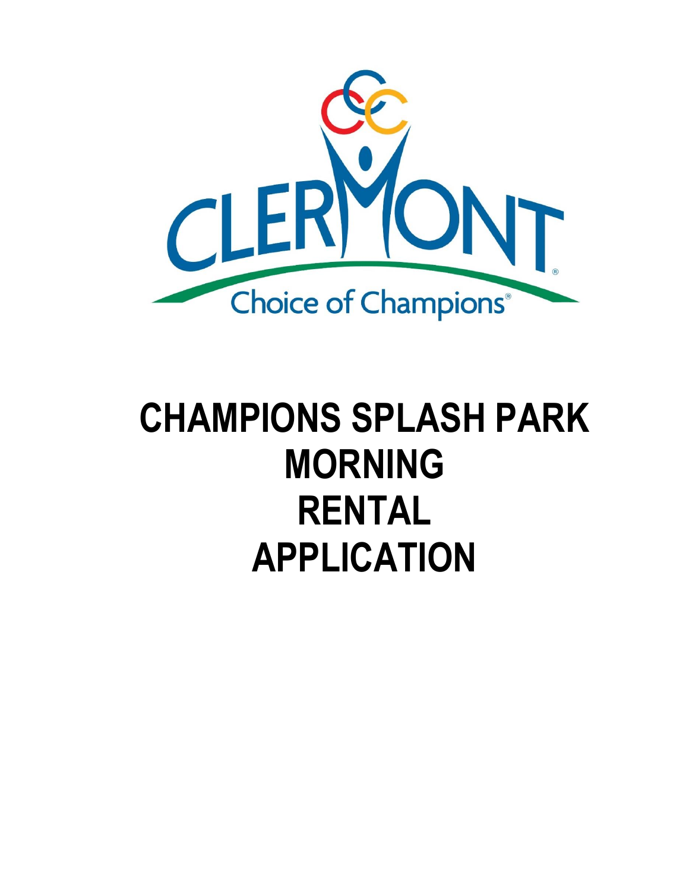CLERMONT

Choice of Champions®

# CHAMPIONS SPLASH PARK MORNING RENTAL APPLICATION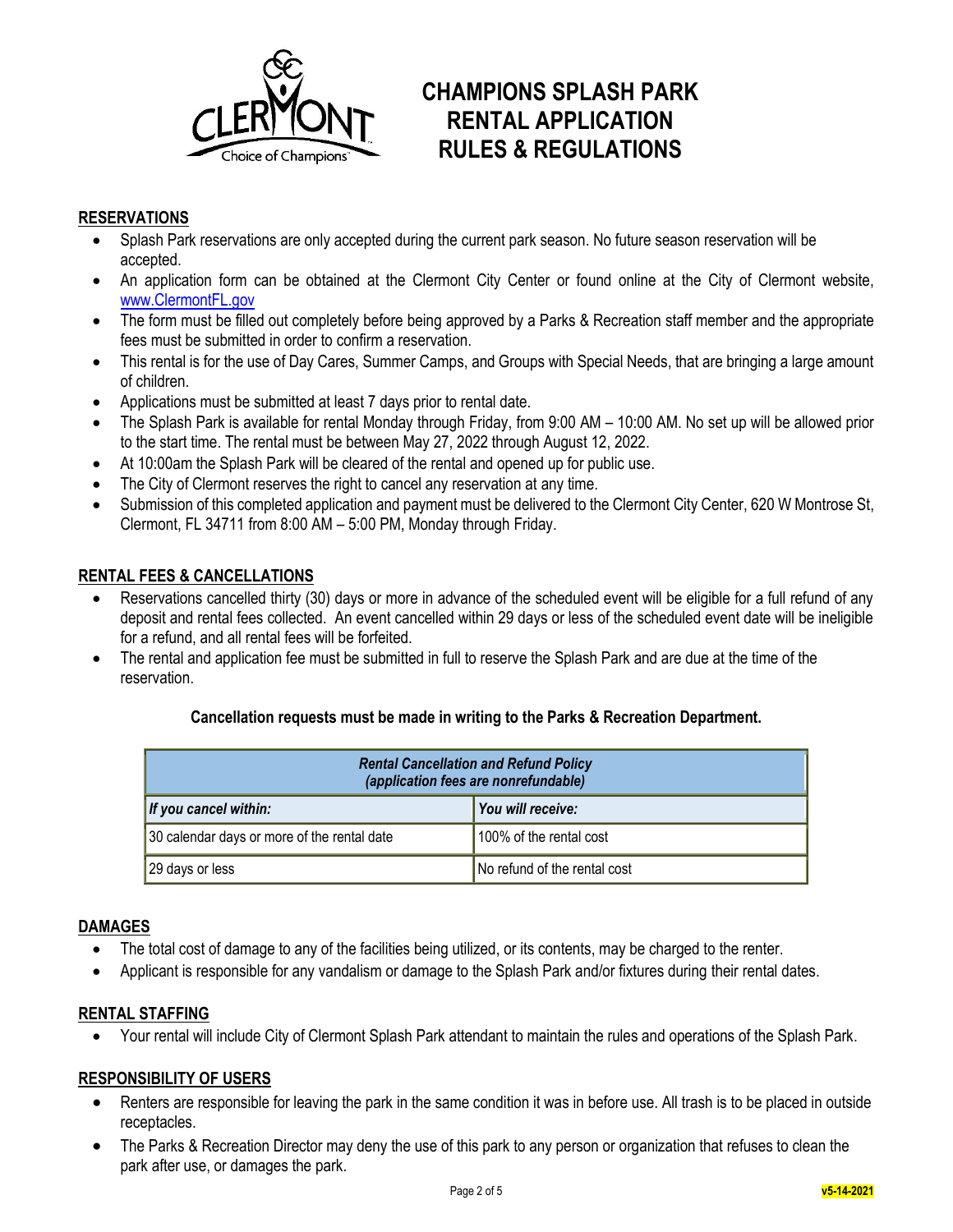# CHAMPIONS SPLASH PARK RENTAL APPLICATION RULES & REGULATIONS

## RESERVATIONS

- Splash Park reservations are only accepted during the current park season. No future season reservation will be accepted.
- An application form can be obtained at the Clermont City Center or found online at the City of Clermont website, www.ClermontFL.gov
- The form must be filled out completely before being approved by a Parks & Recreation staff member and the appropriate fees must be submitted in order to confirm a reservation.
- This rental is for the use of Day Cares, Summer Camps, and Groups with Special Needs, that are bringing a large amount of children.
- Applications must be submitted at least 7 days prior to rental date.
- The Splash Park is available for rental Monday through Friday, from 9:00 AM – 10:00 AM. No set up will be allowed prior to the start time. The rental must be between May 27, 2022 through August 12, 2022.
- At 10:00am the Splash Park will be cleared of the rental and opened up for public use.
- The City of Clermont reserves the right to cancel any reservation at any time.
- Submission of this completed application and payment must be delivered to the Clermont City Center, 620 W Montrose St, Clermont, FL 34711 from 8:00 AM – 5:00 PM, Monday through Friday.

## RENTAL FEES & CANCELLATIONS

- Reservations cancelled thirty (30) days or more in advance of the scheduled event will be eligible for a full refund of any deposit and rental fees collected. An event cancelled within 29 days or less of the scheduled event date will be ineligible for a refund, and all rental fees will be forfeited.
- The rental and application fee must be submitted in full to reserve the Splash Park and are due at the time of the reservation.

**Cancellation requests must be made in writing to the Parks & Recreation Department.**

| ***Rental Cancellation and Refund Policy (application fees are nonrefundable)*** | |
|---|---|
| ***If you cancel within:*** | ***You will receive:*** |
| 30 calendar days or more of the rental date | 100% of the rental cost |
| 29 days or less | No refund of the rental cost |

## DAMAGES

- The total cost of damage to any of the facilities being utilized, or its contents, may be charged to the renter.
- Applicant is responsible for any vandalism or damage to the Splash Park and/or fixtures during their rental dates.

## RENTAL STAFFING

- Your rental will include City of Clermont Splash Park attendant to maintain the rules and operations of the Splash Park.

## RESPONSIBILITY OF USERS

- Renters are responsible for leaving the park in the same condition it was in before use. All trash is to be placed in outside receptacles.
- The Parks & Recreation Director may deny the use of this park to any person or organization that refuses to clean the park after use, or damages the park.

v5-14-2021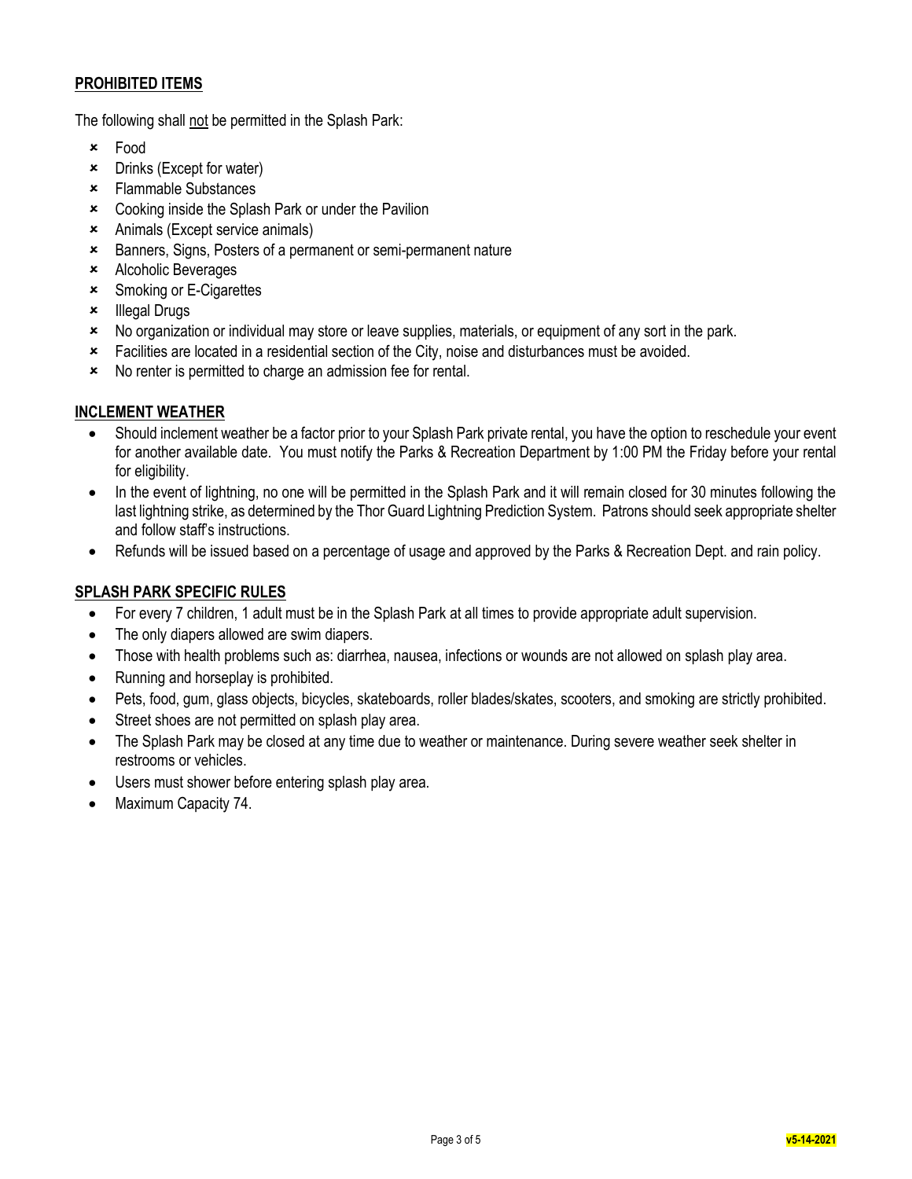## PROHIBITED ITEMS

The following shall not be permitted in the Splash Park:

- Food
- Drinks (Except for water)
- Flammable Substances
- Cooking inside the Splash Park or under the Pavilion
- Animals (Except service animals)
- Banners, Signs, Posters of a permanent or semi-permanent nature
- Alcoholic Beverages
- Smoking or E-Cigarettes
- Illegal Drugs
- No organization or individual may store or leave supplies, materials, or equipment of any sort in the park.
- Facilities are located in a residential section of the City, noise and disturbances must be avoided.
- No renter is permitted to charge an admission fee for rental.

## INCLEMENT WEATHER

- Should inclement weather be a factor prior to your Splash Park private rental, you have the option to reschedule your event for another available date. You must notify the Parks & Recreation Department by 1:00 PM the Friday before your rental for eligibility.
- In the event of lightning, no one will be permitted in the Splash Park and it will remain closed for 30 minutes following the last lightning strike, as determined by the Thor Guard Lightning Prediction System. Patrons should seek appropriate shelter and follow staff's instructions.
- Refunds will be issued based on a percentage of usage and approved by the Parks & Recreation Dept. and rain policy.

## SPLASH PARK SPECIFIC RULES

- For every 7 children, 1 adult must be in the Splash Park at all times to provide appropriate adult supervision.
- The only diapers allowed are swim diapers.
- Those with health problems such as: diarrhea, nausea, infections or wounds are not allowed on splash play area.
- Running and horseplay is prohibited.
- Pets, food, gum, glass objects, bicycles, skateboards, roller blades/skates, scooters, and smoking are strictly prohibited.
- Street shoes are not permitted on splash play area.
- The Splash Park may be closed at any time due to weather or maintenance. During severe weather seek shelter in restrooms or vehicles.
- Users must shower before entering splash play area.
- Maximum Capacity 74.

v5-14-2021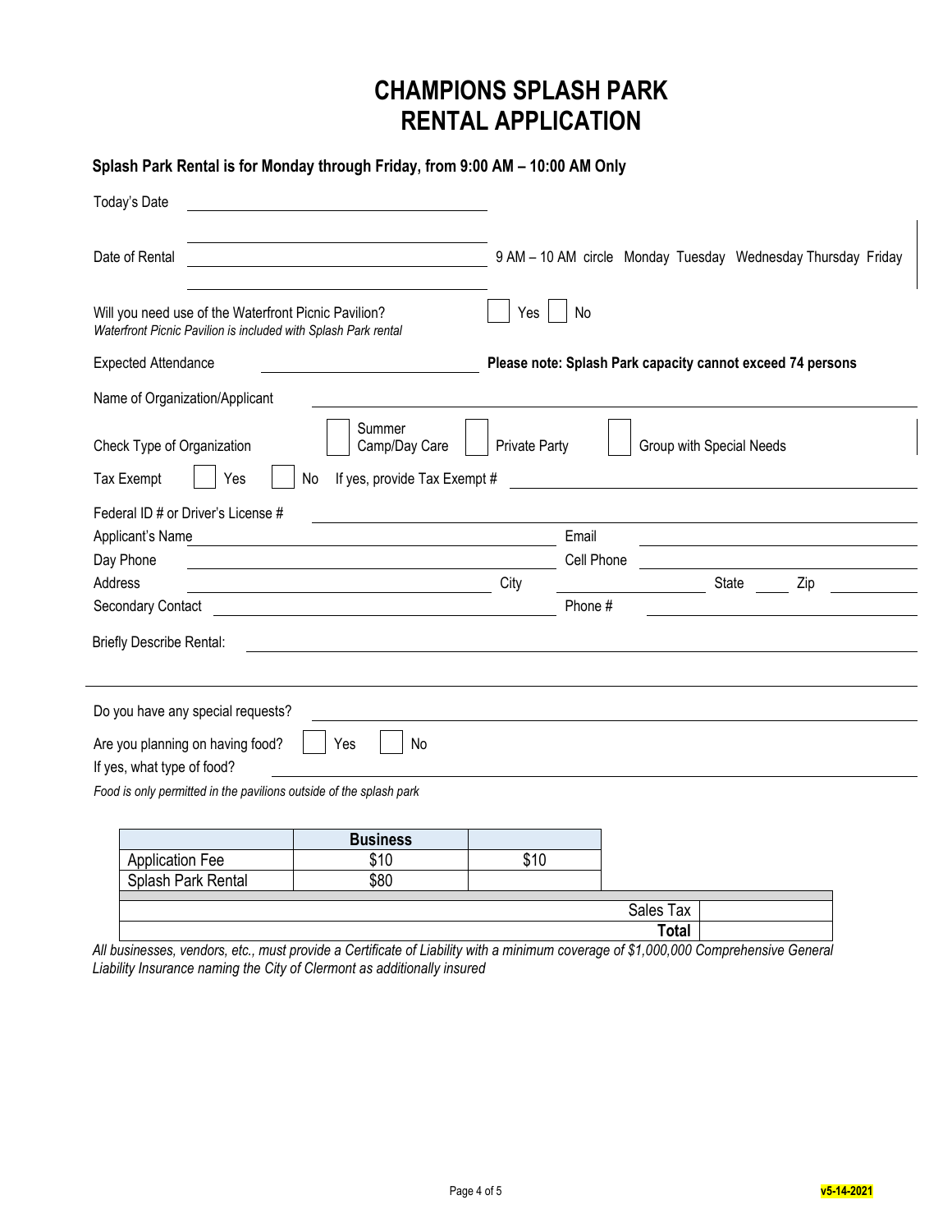# CHAMPIONS SPLASH PARK
# RENTAL APPLICATION

**Splash Park Rental is for Monday through Friday, from 9:00 AM – 10:00 AM Only**

Today's Date ____________________

Date of Rental ____________________ 9 AM – 10 AM circle Monday Tuesday Wednesday Thursday Friday

Will you need use of the Waterfront Picnic Pavilion? ☐ Yes ☐ No
*Waterfront Picnic Pavilion is included with Splash Park rental*

Expected Attendance ____________________ **Please note: Splash Park capacity cannot exceed 74 persons**

Name of Organization/Applicant ____________________

Check Type of Organization ☐ Summer Camp/Day Care ☐ Private Party ☐ Group with Special Needs

Tax Exempt ☐ Yes ☐ No If yes, provide Tax Exempt # ____________________

Federal ID # or Driver's License # ____________________

Applicant's Name ____________________ Email ____________________

Day Phone ____________________ Cell Phone ____________________

Address ____________________ City ____________________ State ______ Zip ______

Secondary Contact ____________________ Phone # ____________________

Briefly Describe Rental: ____________________

Do you have any special requests? ____________________

Are you planning on having food? ☐ Yes ☐ No

If yes, what type of food? ____________________

*Food is only permitted in the pavilions outside of the splash park*

| | Business | |
|---|---|---|
| Application Fee | $10 | $10 |
| Splash Park Rental | $80 | |
| | Sales Tax | |
| | **Total** | |

*All businesses, vendors, etc., must provide a Certificate of Liability with a minimum coverage of $1,000,000 Comprehensive General Liability Insurance naming the City of Clermont as additionally insured*

v5-14-2021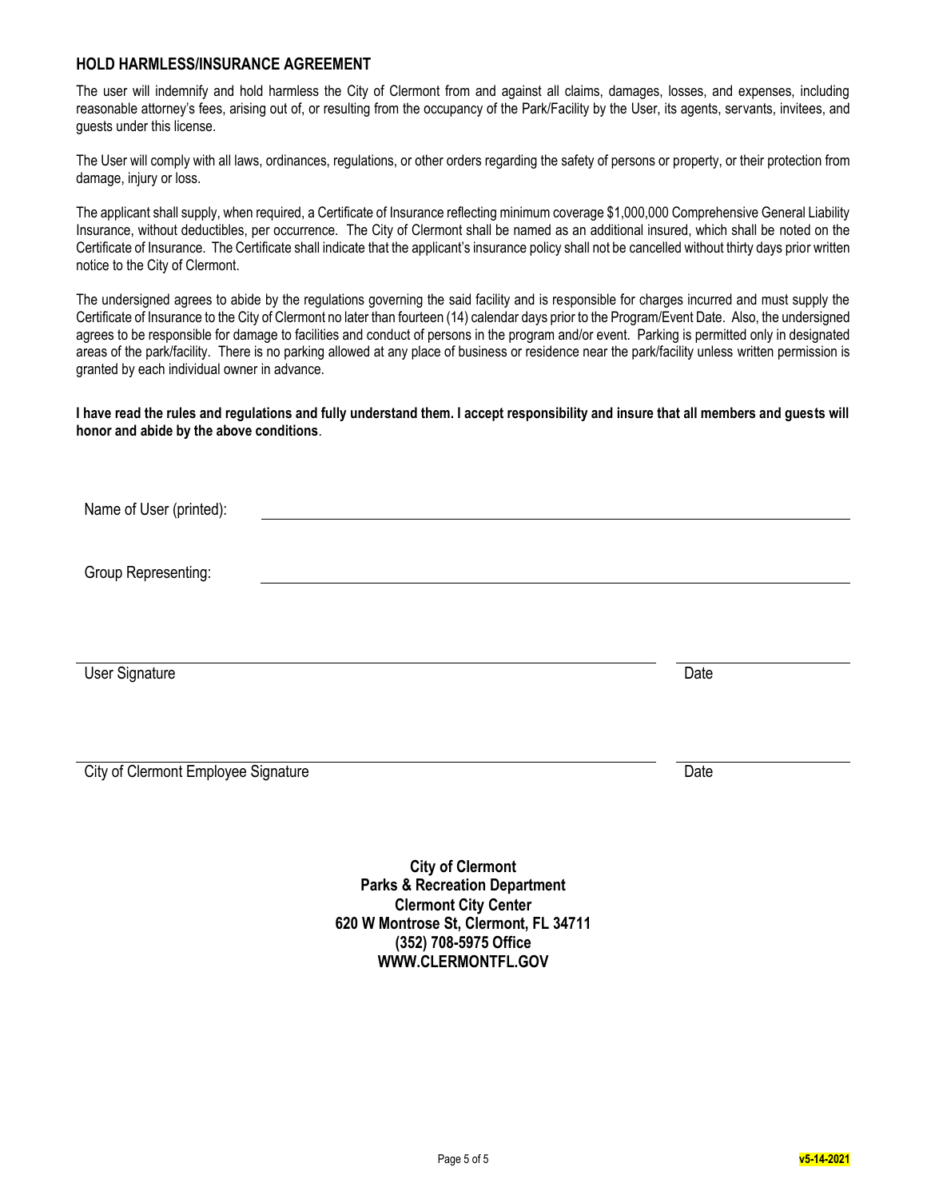## HOLD HARMLESS/INSURANCE AGREEMENT

The user will indemnify and hold harmless the City of Clermont from and against all claims, damages, losses, and expenses, including reasonable attorney's fees, arising out of, or resulting from the occupancy of the Park/Facility by the User, its agents, servants, invitees, and guests under this license.

The User will comply with all laws, ordinances, regulations, or other orders regarding the safety of persons or property, or their protection from damage, injury or loss.

The applicant shall supply, when required, a Certificate of Insurance reflecting minimum coverage $1,000,000 Comprehensive General Liability Insurance, without deductibles, per occurrence. The City of Clermont shall be named as an additional insured, which shall be noted on the Certificate of Insurance. The Certificate shall indicate that the applicant's insurance policy shall not be cancelled without thirty days prior written notice to the City of Clermont.

The undersigned agrees to abide by the regulations governing the said facility and is responsible for charges incurred and must supply the Certificate of Insurance to the City of Clermont no later than fourteen (14) calendar days prior to the Program/Event Date. Also, the undersigned agrees to be responsible for damage to facilities and conduct of persons in the program and/or event. Parking is permitted only in designated areas of the park/facility. There is no parking allowed at any place of business or residence near the park/facility unless written permission is granted by each individual owner in advance.

**I have read the rules and regulations and fully understand them. I accept responsibility and insure that all members and guests will honor and abide by the above conditions**.

Name of User (printed): ______________________________

Group Representing: ______________________________

______________________________ ____________
User Signature Date

______________________________ ____________
City of Clermont Employee Signature Date

**City of Clermont**
**Parks & Recreation Department**
**Clermont City Center**
**620 W Montrose St, Clermont, FL 34711**
**(352) 708-5975 Office**
**WWW.CLERMONTFL.GOV**

**v5-14-2021**